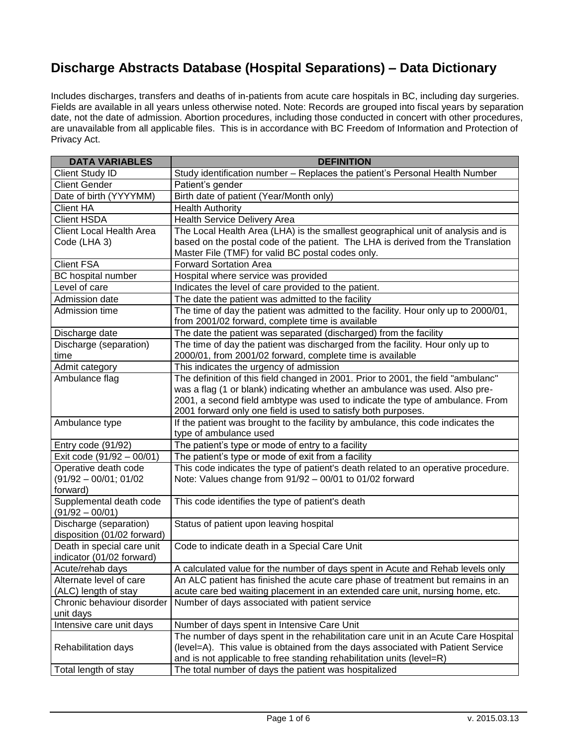# Discharge Abstracts Database (Hospital Separations) – Data Dictionary

Includes discharges, transfers and deaths of in-patients from acute care hospitals in BC, including day surgeries. Fields are available in all years unless otherwise noted. Note: Records are grouped into fiscal years by separation date, not the date of admission. Abortion procedures, including those conducted in concert with other procedures, are unavailable from all applicable files. This is in accordance with BC Freedom of Information and Protection of Privacy Act.

| DATA VARIABLES | DEFINITION |
|---|---|
| Client Study ID | Study identification number – Replaces the patient's Personal Health Number |
| Client Gender | Patient's gender |
| Date of birth (YYYYMM) | Birth date of patient (Year/Month only) |
| Client HA | Health Authority |
| Client HSDA | Health Service Delivery Area |
| Client Local Health Area Code (LHA 3) | The Local Health Area (LHA) is the smallest geographical unit of analysis and is based on the postal code of the patient. The LHA is derived from the Translation Master File (TMF) for valid BC postal codes only. |
| Client FSA | Forward Sortation Area |
| BC hospital number | Hospital where service was provided |
| Level of care | Indicates the level of care provided to the patient. |
| Admission date | The date the patient was admitted to the facility |
| Admission time | The time of day the patient was admitted to the facility. Hour only up to 2000/01, from 2001/02 forward, complete time is available |
| Discharge date | The date the patient was separated (discharged) from the facility |
| Discharge (separation) time | The time of day the patient was discharged from the facility. Hour only up to 2000/01, from 2001/02 forward, complete time is available |
| Admit category | This indicates the urgency of admission |
| Ambulance flag | The definition of this field changed in 2001. Prior to 2001, the field "ambulanc" was a flag (1 or blank) indicating whether an ambulance was used. Also pre-2001, a second field ambtype was used to indicate the type of ambulance. From 2001 forward only one field is used to satisfy both purposes. |
| Ambulance type | If the patient was brought to the facility by ambulance, this code indicates the type of ambulance used |
| Entry code (91/92) | The patient's type or mode of entry to a facility |
| Exit code (91/92 – 00/01) | The patient's type or mode of exit from a facility |
| Operative death code (91/92 – 00/01; 01/02 forward) | This code indicates the type of patient's death related to an operative procedure. Note: Values change from 91/92 – 00/01 to 01/02 forward |
| Supplemental death code (91/92 – 00/01) | This code identifies the type of patient's death |
| Discharge (separation) disposition (01/02 forward) | Status of patient upon leaving hospital |
| Death in special care unit indicator (01/02 forward) | Code to indicate death in a Special Care Unit |
| Acute/rehab days | A calculated value for the number of days spent in Acute and Rehab levels only |
| Alternate level of care (ALC) length of stay | An ALC patient has finished the acute care phase of treatment but remains in an acute care bed waiting placement in an extended care unit, nursing home, etc. |
| Chronic behaviour disorder unit days | Number of days associated with patient service |
| Intensive care unit days | Number of days spent in Intensive Care Unit |
| Rehabilitation days | The number of days spent in the rehabilitation care unit in an Acute Care Hospital (level=A). This value is obtained from the days associated with Patient Service and is not applicable to free standing rehabilitation units (level=R) |
| Total length of stay | The total number of days the patient was hospitalized |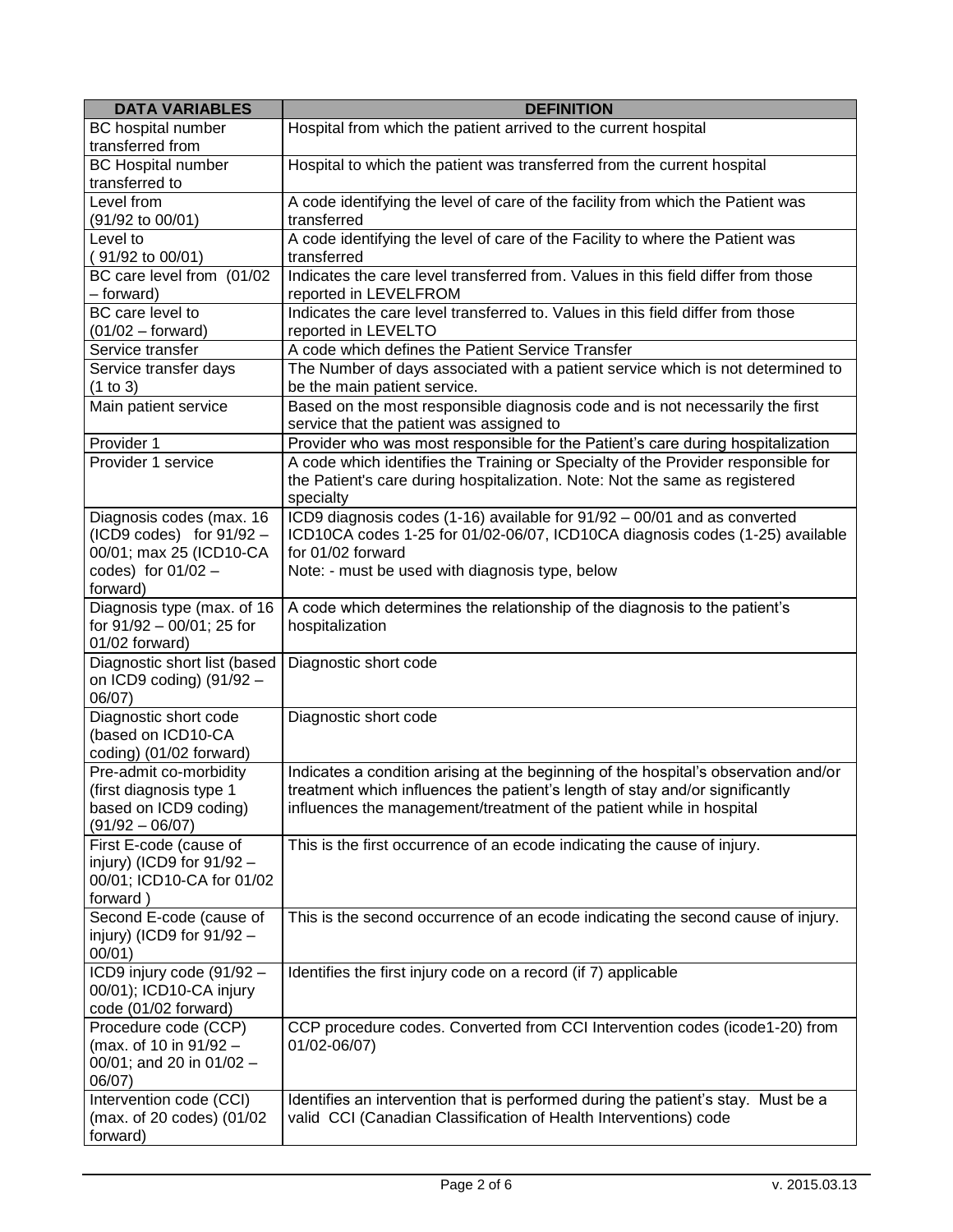| DATA VARIABLES | DEFINITION |
| --- | --- |
| BC hospital number transferred from | Hospital from which the patient arrived to the current hospital |
| BC Hospital number transferred to | Hospital to which the patient was transferred from the current hospital |
| Level from (91/92 to 00/01) | A code identifying the level of care of the facility from which the Patient was transferred |
| Level to ( 91/92 to 00/01) | A code identifying the level of care of the Facility to where the Patient was transferred |
| BC care level from (01/02 – forward) | Indicates the care level transferred from. Values in this field differ from those reported in LEVELFROM |
| BC care level to (01/02 – forward) | Indicates the care level transferred to. Values in this field differ from those reported in LEVELTO |
| Service transfer | A code which defines the Patient Service Transfer |
| Service transfer days (1 to 3) | The Number of days associated with a patient service which is not determined to be the main patient service. |
| Main patient service | Based on the most responsible diagnosis code and is not necessarily the first service that the patient was assigned to |
| Provider 1 | Provider who was most responsible for the Patient's care during hospitalization |
| Provider 1 service | A code which identifies the Training or Specialty of the Provider responsible for the Patient's care during hospitalization. Note: Not the same as registered specialty |
| Diagnosis codes (max. 16 (ICD9 codes) for 91/92 – 00/01; max 25 (ICD10-CA codes) for 01/02 – forward) | ICD9 diagnosis codes (1-16) available for 91/92 – 00/01 and as converted ICD10CA codes 1-25 for 01/02-06/07, ICD10CA diagnosis codes (1-25) available for 01/02 forward<br>Note: - must be used with diagnosis type, below |
| Diagnosis type (max. of 16 for 91/92 – 00/01; 25 for 01/02 forward) | A code which determines the relationship of the diagnosis to the patient's hospitalization |
| Diagnostic short list (based on ICD9 coding) (91/92 – 06/07) | Diagnostic short code |
| Diagnostic short code (based on ICD10-CA coding) (01/02 forward) | Diagnostic short code |
| Pre-admit co-morbidity (first diagnosis type 1 based on ICD9 coding) (91/92 – 06/07) | Indicates a condition arising at the beginning of the hospital's observation and/or treatment which influences the patient's length of stay and/or significantly influences the management/treatment of the patient while in hospital |
| First E-code (cause of injury) (ICD9 for 91/92 – 00/01; ICD10-CA for 01/02 forward ) | This is the first occurrence of an ecode indicating the cause of injury. |
| Second E-code (cause of injury) (ICD9 for 91/92 – 00/01) | This is the second occurrence of an ecode indicating the second cause of injury. |
| ICD9 injury code (91/92 – 00/01); ICD10-CA injury code (01/02 forward) | Identifies the first injury code on a record (if 7) applicable |
| Procedure code (CCP) (max. of 10 in 91/92 – 00/01; and 20 in 01/02 – 06/07) | CCP procedure codes. Converted from CCI Intervention codes (icode1-20) from 01/02-06/07) |
| Intervention code (CCI) (max. of 20 codes) (01/02 forward) | Identifies an intervention that is performed during the patient's stay. Must be a valid CCI (Canadian Classification of Health Interventions) code |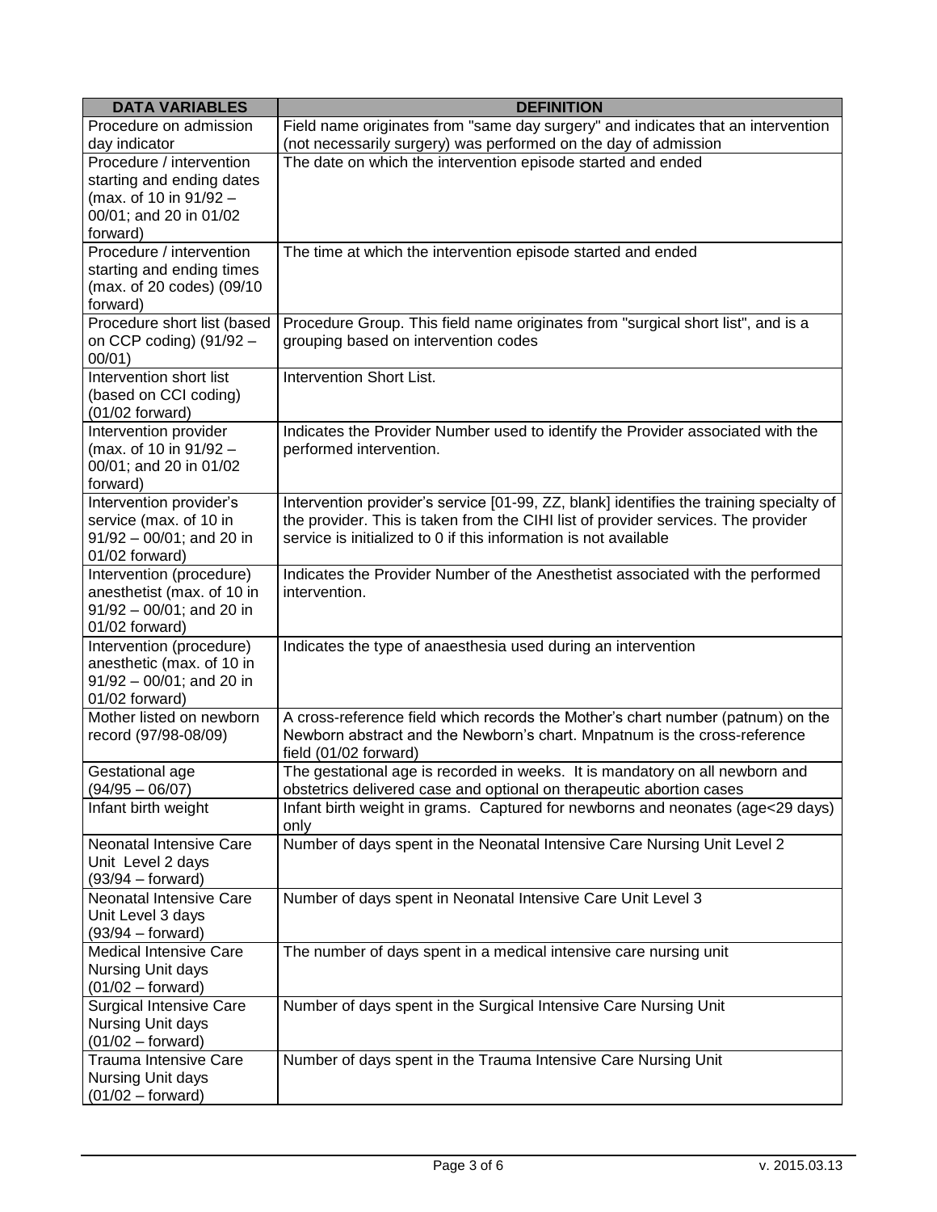| DATA VARIABLES | DEFINITION |
|---|---|
| Procedure on admission day indicator | Field name originates from "same day surgery" and indicates that an intervention (not necessarily surgery) was performed on the day of admission |
| Procedure / intervention starting and ending dates (max. of 10 in 91/92 – 00/01; and 20 in 01/02 forward) | The date on which the intervention episode started and ended |
| Procedure / intervention starting and ending times (max. of 20 codes) (09/10 forward) | The time at which the intervention episode started and ended |
| Procedure short list (based on CCP coding) (91/92 – 00/01) | Procedure Group. This field name originates from "surgical short list", and is a grouping based on intervention codes |
| Intervention short list (based on CCI coding) (01/02 forward) | Intervention Short List. |
| Intervention provider (max. of 10 in 91/92 – 00/01; and 20 in 01/02 forward) | Indicates the Provider Number used to identify the Provider associated with the performed intervention. |
| Intervention provider's service (max. of 10 in 91/92 – 00/01; and 20 in 01/02 forward) | Intervention provider's service [01-99, ZZ, blank] identifies the training specialty of the provider. This is taken from the CIHI list of provider services. The provider service is initialized to 0 if this information is not available |
| Intervention (procedure) anesthetist (max. of 10 in 91/92 – 00/01; and 20 in 01/02 forward) | Indicates the Provider Number of the Anesthetist associated with the performed intervention. |
| Intervention (procedure) anesthetic (max. of 10 in 91/92 – 00/01; and 20 in 01/02 forward) | Indicates the type of anaesthesia used during an intervention |
| Mother listed on newborn record (97/98-08/09) | A cross-reference field which records the Mother's chart number (patnum) on the Newborn abstract and the Newborn's chart. Mnpatnum is the cross-reference field (01/02 forward) |
| Gestational age (94/95 – 06/07) | The gestational age is recorded in weeks. It is mandatory on all newborn and obstetrics delivered case and optional on therapeutic abortion cases |
| Infant birth weight | Infant birth weight in grams. Captured for newborns and neonates (age<29 days) only |
| Neonatal Intensive Care Unit Level 2 days (93/94 – forward) | Number of days spent in the Neonatal Intensive Care Nursing Unit Level 2 |
| Neonatal Intensive Care Unit Level 3 days (93/94 – forward) | Number of days spent in Neonatal Intensive Care Unit Level 3 |
| Medical Intensive Care Nursing Unit days (01/02 – forward) | The number of days spent in a medical intensive care nursing unit |
| Surgical Intensive Care Nursing Unit days (01/02 – forward) | Number of days spent in the Surgical Intensive Care Nursing Unit |
| Trauma Intensive Care Nursing Unit days (01/02 – forward) | Number of days spent in the Trauma Intensive Care Nursing Unit |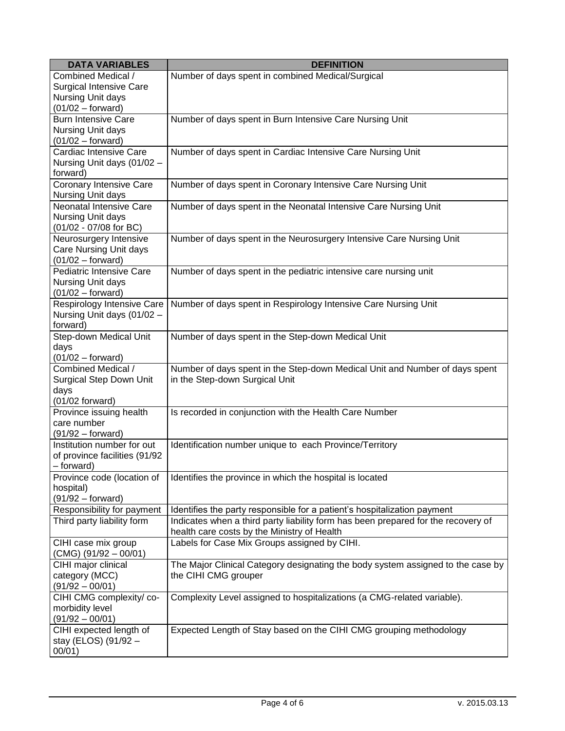| DATA VARIABLES | DEFINITION |
|---|---|
| Combined Medical / Surgical Intensive Care Nursing Unit days (01/02 – forward) | Number of days spent in combined Medical/Surgical |
| Burn Intensive Care Nursing Unit days (01/02 – forward) | Number of days spent in Burn Intensive Care Nursing Unit |
| Cardiac Intensive Care Nursing Unit days (01/02 – forward) | Number of days spent in Cardiac Intensive Care Nursing Unit |
| Coronary Intensive Care Nursing Unit days | Number of days spent in Coronary Intensive Care Nursing Unit |
| Neonatal Intensive Care Nursing Unit days (01/02 - 07/08 for BC) | Number of days spent in the Neonatal Intensive Care Nursing Unit |
| Neurosurgery Intensive Care Nursing Unit days (01/02 – forward) | Number of days spent in the Neurosurgery Intensive Care Nursing Unit |
| Pediatric Intensive Care Nursing Unit days (01/02 – forward) | Number of days spent in the pediatric intensive care nursing unit |
| Respirology Intensive Care Nursing Unit days (01/02 – forward) | Number of days spent in Respirology Intensive Care Nursing Unit |
| Step-down Medical Unit days (01/02 – forward) | Number of days spent in the Step-down Medical Unit |
| Combined Medical / Surgical Step Down Unit days (01/02 forward) | Number of days spent in the Step-down Medical Unit and Number of days spent in the Step-down Surgical Unit |
| Province issuing health care number (91/92 – forward) | Is recorded in conjunction with the Health Care Number |
| Institution number for out of province facilities (91/92 – forward) | Identification number unique to each Province/Territory |
| Province code (location of hospital) (91/92 – forward) | Identifies the province in which the hospital is located |
| Responsibility for payment | Identifies the party responsible for a patient's hospitalization payment |
| Third party liability form | Indicates when a third party liability form has been prepared for the recovery of health care costs by the Ministry of Health |
| CIHI case mix group (CMG) (91/92 – 00/01) | Labels for Case Mix Groups assigned by CIHI. |
| CIHI major clinical category (MCC) (91/92 – 00/01) | The Major Clinical Category designating the body system assigned to the case by the CIHI CMG grouper |
| CIHI CMG complexity/ co-morbidity level (91/92 – 00/01) | Complexity Level assigned to hospitalizations (a CMG-related variable). |
| CIHI expected length of stay (ELOS) (91/92 – 00/01) | Expected Length of Stay based on the CIHI CMG grouping methodology |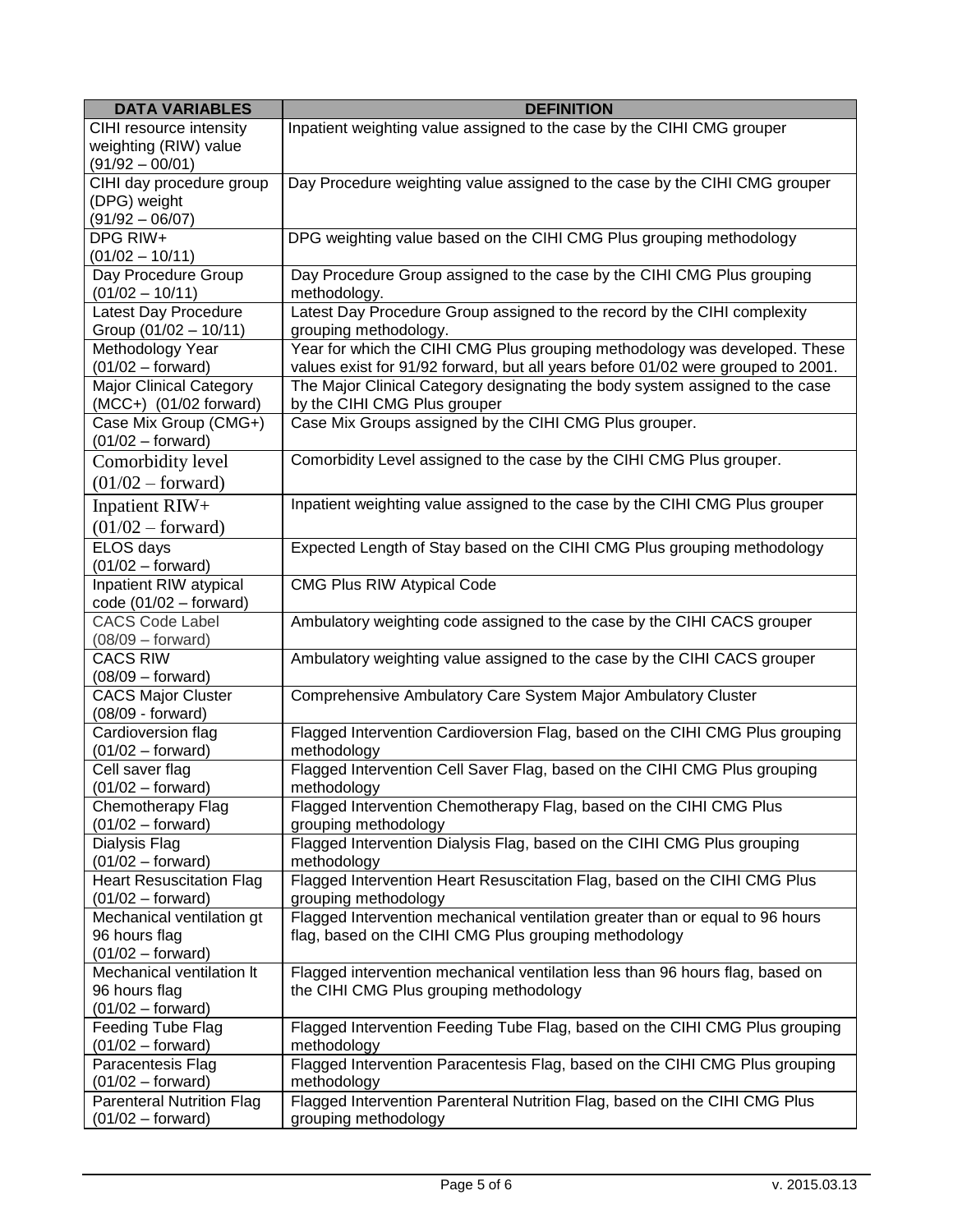| DATA VARIABLES | DEFINITION |
|---|---|
| CIHI resource intensity weighting (RIW) value (91/92 – 00/01) | Inpatient weighting value assigned to the case by the CIHI CMG grouper |
| CIHI day procedure group (DPG) weight (91/92 – 06/07) | Day Procedure weighting value assigned to the case by the CIHI CMG grouper |
| DPG RIW+ (01/02 – 10/11) | DPG weighting value based on the CIHI CMG Plus grouping methodology |
| Day Procedure Group (01/02 – 10/11) | Day Procedure Group assigned to the case by the CIHI CMG Plus grouping methodology. |
| Latest Day Procedure Group (01/02 – 10/11) | Latest Day Procedure Group assigned to the record by the CIHI complexity grouping methodology. |
| Methodology Year (01/02 – forward) | Year for which the CIHI CMG Plus grouping methodology was developed. These values exist for 91/92 forward, but all years before 01/02 were grouped to 2001. |
| Major Clinical Category (MCC+) (01/02 forward) | The Major Clinical Category designating the body system assigned to the case by the CIHI CMG Plus grouper |
| Case Mix Group (CMG+) (01/02 – forward) | Case Mix Groups assigned by the CIHI CMG Plus grouper. |
| Comorbidity level (01/02 – forward) | Comorbidity Level assigned to the case by the CIHI CMG Plus grouper. |
| Inpatient RIW+ (01/02 – forward) | Inpatient weighting value assigned to the case by the CIHI CMG Plus grouper |
| ELOS days (01/02 – forward) | Expected Length of Stay based on the CIHI CMG Plus grouping methodology |
| Inpatient RIW atypical code (01/02 – forward) | CMG Plus RIW Atypical Code |
| CACS Code Label (08/09 – forward) | Ambulatory weighting code assigned to the case by the CIHI CACS grouper |
| CACS RIW (08/09 – forward) | Ambulatory weighting value assigned to the case by the CIHI CACS grouper |
| CACS Major Cluster (08/09 - forward) | Comprehensive Ambulatory Care System Major Ambulatory Cluster |
| Cardioversion flag (01/02 – forward) | Flagged Intervention Cardioversion Flag, based on the CIHI CMG Plus grouping methodology |
| Cell saver flag (01/02 – forward) | Flagged Intervention Cell Saver Flag, based on the CIHI CMG Plus grouping methodology |
| Chemotherapy Flag (01/02 – forward) | Flagged Intervention Chemotherapy Flag, based on the CIHI CMG Plus grouping methodology |
| Dialysis Flag (01/02 – forward) | Flagged Intervention Dialysis Flag, based on the CIHI CMG Plus grouping methodology |
| Heart Resuscitation Flag (01/02 – forward) | Flagged Intervention Heart Resuscitation Flag, based on the CIHI CMG Plus grouping methodology |
| Mechanical ventilation gt 96 hours flag (01/02 – forward) | Flagged Intervention mechanical ventilation greater than or equal to 96 hours flag, based on the CIHI CMG Plus grouping methodology |
| Mechanical ventilation lt 96 hours flag (01/02 – forward) | Flagged intervention mechanical ventilation less than 96 hours flag, based on the CIHI CMG Plus grouping methodology |
| Feeding Tube Flag (01/02 – forward) | Flagged Intervention Feeding Tube Flag, based on the CIHI CMG Plus grouping methodology |
| Paracentesis Flag (01/02 – forward) | Flagged Intervention Paracentesis Flag, based on the CIHI CMG Plus grouping methodology |
| Parenteral Nutrition Flag (01/02 – forward) | Flagged Intervention Parenteral Nutrition Flag, based on the CIHI CMG Plus grouping methodology |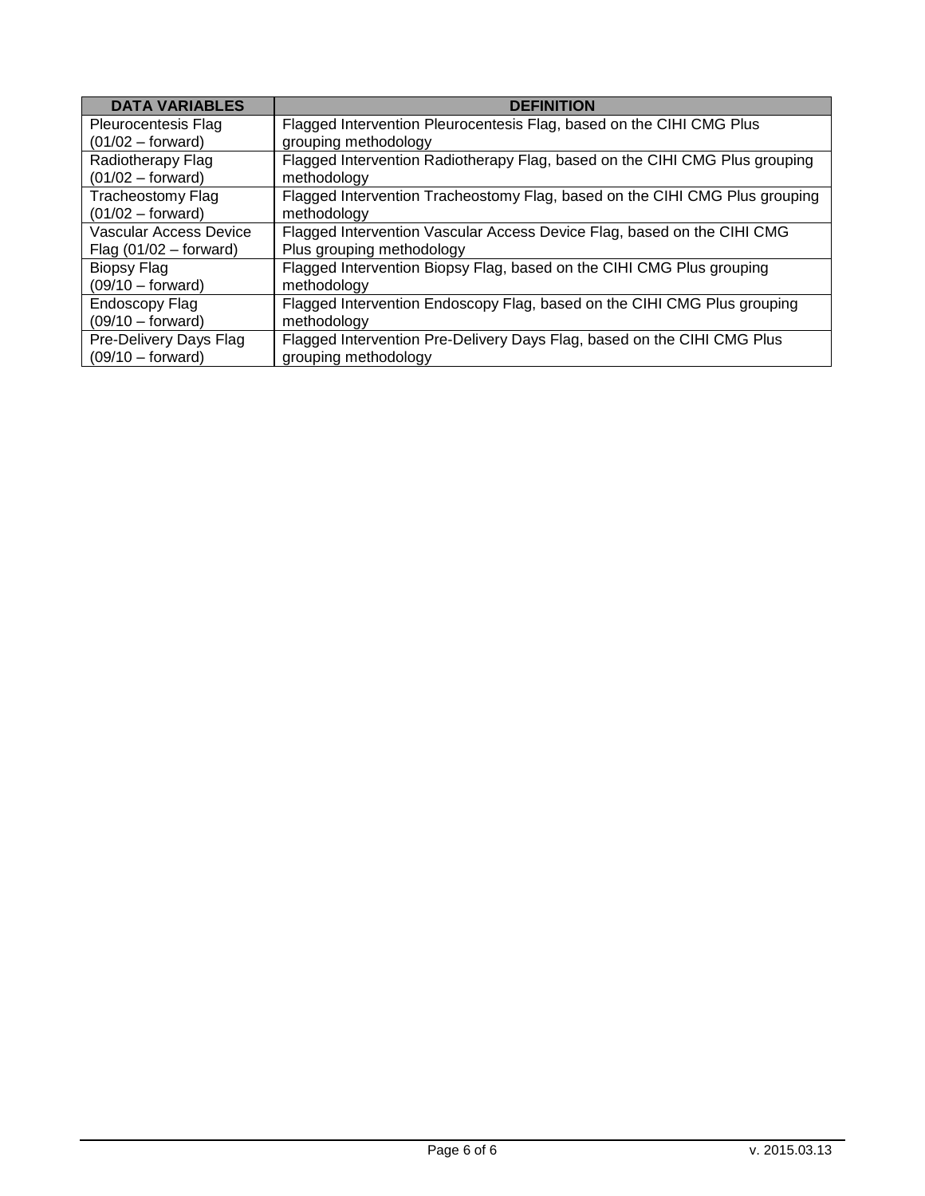| DATA VARIABLES | DEFINITION |
|---|---|
| Pleurocentesis Flag (01/02 – forward) | Flagged Intervention Pleurocentesis Flag, based on the CIHI CMG Plus grouping methodology |
| Radiotherapy Flag (01/02 – forward) | Flagged Intervention Radiotherapy Flag, based on the CIHI CMG Plus grouping methodology |
| Tracheostomy Flag (01/02 – forward) | Flagged Intervention Tracheostomy Flag, based on the CIHI CMG Plus grouping methodology |
| Vascular Access Device Flag (01/02 – forward) | Flagged Intervention Vascular Access Device Flag, based on the CIHI CMG Plus grouping methodology |
| Biopsy Flag (09/10 – forward) | Flagged Intervention Biopsy Flag, based on the CIHI CMG Plus grouping methodology |
| Endoscopy Flag (09/10 – forward) | Flagged Intervention Endoscopy Flag, based on the CIHI CMG Plus grouping methodology |
| Pre-Delivery Days Flag (09/10 – forward) | Flagged Intervention Pre-Delivery Days Flag, based on the CIHI CMG Plus grouping methodology |